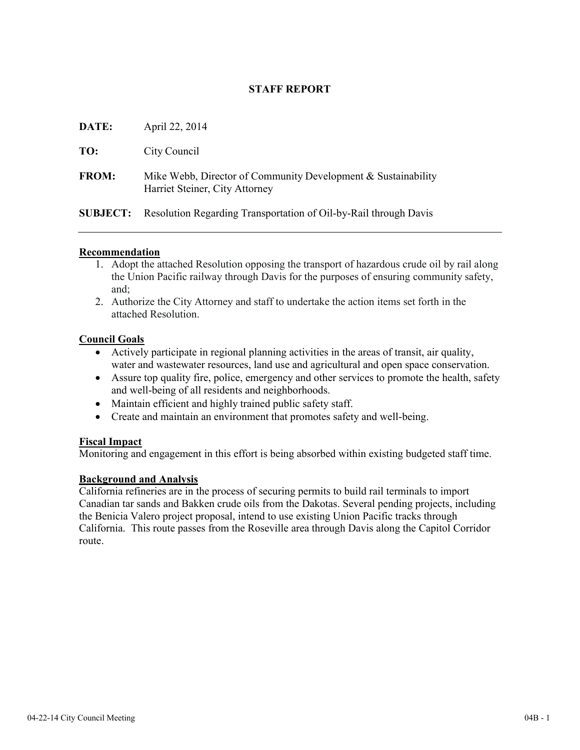# STAFF REPORT

**DATE:** April 22, 2014

**TO:** City Council

**FROM:** Mike Webb, Director of Community Development & Sustainability
Harriet Steiner, City Attorney

**SUBJECT:** Resolution Regarding Transportation of Oil-by-Rail through Davis

---

## Recommendation

1. Adopt the attached Resolution opposing the transport of hazardous crude oil by rail along the Union Pacific railway through Davis for the purposes of ensuring community safety, and;
2. Authorize the City Attorney and staff to undertake the action items set forth in the attached Resolution.

## Council Goals

- Actively participate in regional planning activities in the areas of transit, air quality, water and wastewater resources, land use and agricultural and open space conservation.
- Assure top quality fire, police, emergency and other services to promote the health, safety and well-being of all residents and neighborhoods.
- Maintain efficient and highly trained public safety staff.
- Create and maintain an environment that promotes safety and well-being.

## Fiscal Impact

Monitoring and engagement in this effort is being absorbed within existing budgeted staff time.

## Background and Analysis

California refineries are in the process of securing permits to build rail terminals to import Canadian tar sands and Bakken crude oils from the Dakotas. Several pending projects, including the Benicia Valero project proposal, intend to use existing Union Pacific tracks through California. This route passes from the Roseville area through Davis along the Capitol Corridor route.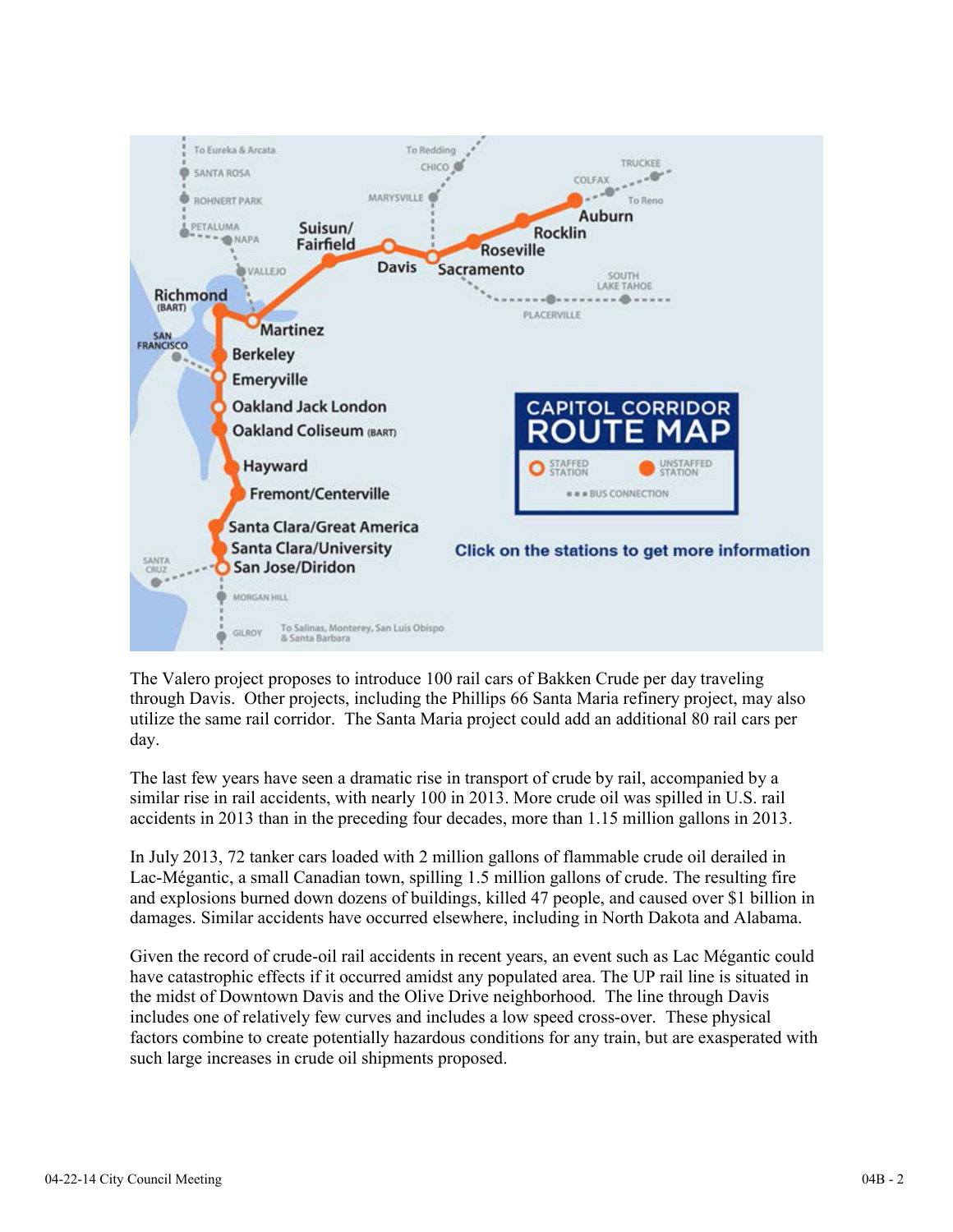The Valero project proposes to introduce 100 rail cars of Bakken Crude per day traveling through Davis. Other projects, including the Phillips 66 Santa Maria refinery project, may also utilize the same rail corridor. The Santa Maria project could add an additional 80 rail cars per day.

The last few years have seen a dramatic rise in transport of crude by rail, accompanied by a similar rise in rail accidents, with nearly 100 in 2013. More crude oil was spilled in U.S. rail accidents in 2013 than in the preceding four decades, more than 1.15 million gallons in 2013.

In July 2013, 72 tanker cars loaded with 2 million gallons of flammable crude oil derailed in Lac-Mégantic, a small Canadian town, spilling 1.5 million gallons of crude. The resulting fire and explosions burned down dozens of buildings, killed 47 people, and caused over $1 billion in damages. Similar accidents have occurred elsewhere, including in North Dakota and Alabama.

Given the record of crude-oil rail accidents in recent years, an event such as Lac Mégantic could have catastrophic effects if it occurred amidst any populated area. The UP rail line is situated in the midst of Downtown Davis and the Olive Drive neighborhood. The line through Davis includes one of relatively few curves and includes a low speed cross-over. These physical factors combine to create potentially hazardous conditions for any train, but are exasperated with such large increases in crude oil shipments proposed.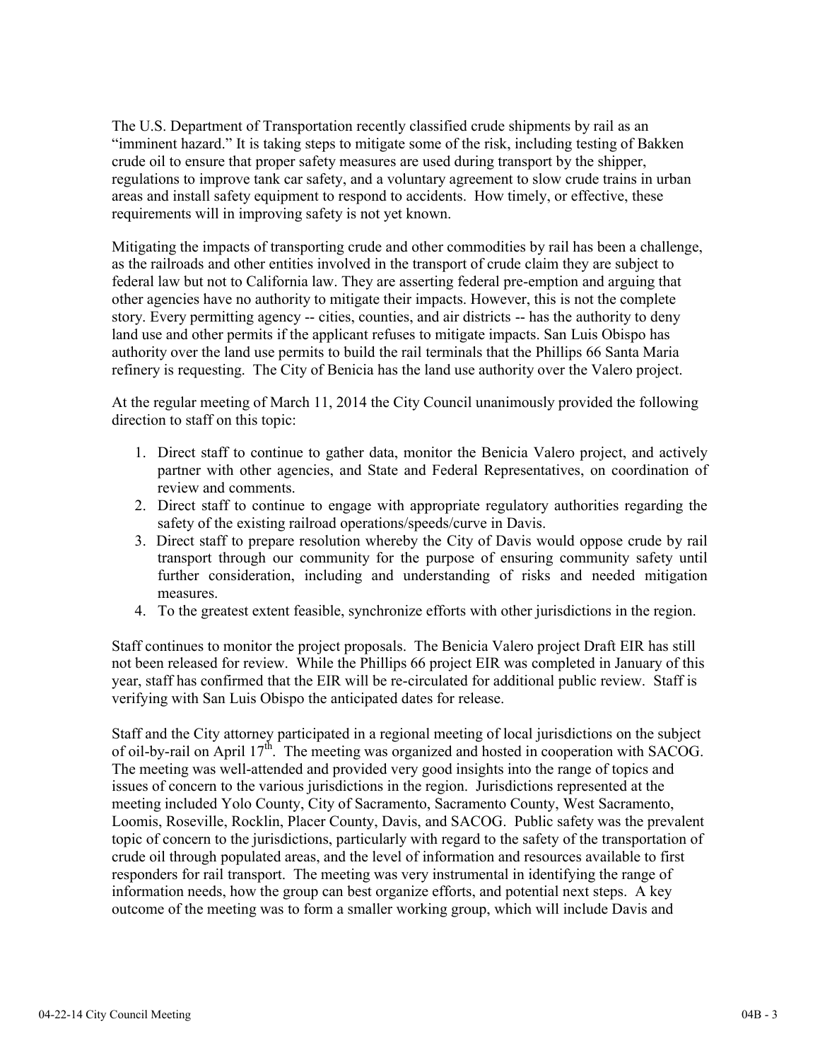The U.S. Department of Transportation recently classified crude shipments by rail as an "imminent hazard." It is taking steps to mitigate some of the risk, including testing of Bakken crude oil to ensure that proper safety measures are used during transport by the shipper, regulations to improve tank car safety, and a voluntary agreement to slow crude trains in urban areas and install safety equipment to respond to accidents. How timely, or effective, these requirements will in improving safety is not yet known.

Mitigating the impacts of transporting crude and other commodities by rail has been a challenge, as the railroads and other entities involved in the transport of crude claim they are subject to federal law but not to California law. They are asserting federal pre-emption and arguing that other agencies have no authority to mitigate their impacts. However, this is not the complete story. Every permitting agency -- cities, counties, and air districts -- has the authority to deny land use and other permits if the applicant refuses to mitigate impacts. San Luis Obispo has authority over the land use permits to build the rail terminals that the Phillips 66 Santa Maria refinery is requesting. The City of Benicia has the land use authority over the Valero project.

At the regular meeting of March 11, 2014 the City Council unanimously provided the following direction to staff on this topic:

1. Direct staff to continue to gather data, monitor the Benicia Valero project, and actively partner with other agencies, and State and Federal Representatives, on coordination of review and comments.
2. Direct staff to continue to engage with appropriate regulatory authorities regarding the safety of the existing railroad operations/speeds/curve in Davis.
3. Direct staff to prepare resolution whereby the City of Davis would oppose crude by rail transport through our community for the purpose of ensuring community safety until further consideration, including and understanding of risks and needed mitigation measures.
4. To the greatest extent feasible, synchronize efforts with other jurisdictions in the region.

Staff continues to monitor the project proposals. The Benicia Valero project Draft EIR has still not been released for review. While the Phillips 66 project EIR was completed in January of this year, staff has confirmed that the EIR will be re-circulated for additional public review. Staff is verifying with San Luis Obispo the anticipated dates for release.

Staff and the City attorney participated in a regional meeting of local jurisdictions on the subject of oil-by-rail on April 17th. The meeting was organized and hosted in cooperation with SACOG. The meeting was well-attended and provided very good insights into the range of topics and issues of concern to the various jurisdictions in the region. Jurisdictions represented at the meeting included Yolo County, City of Sacramento, Sacramento County, West Sacramento, Loomis, Roseville, Rocklin, Placer County, Davis, and SACOG. Public safety was the prevalent topic of concern to the jurisdictions, particularly with regard to the safety of the transportation of crude oil through populated areas, and the level of information and resources available to first responders for rail transport. The meeting was very instrumental in identifying the range of information needs, how the group can best organize efforts, and potential next steps. A key outcome of the meeting was to form a smaller working group, which will include Davis and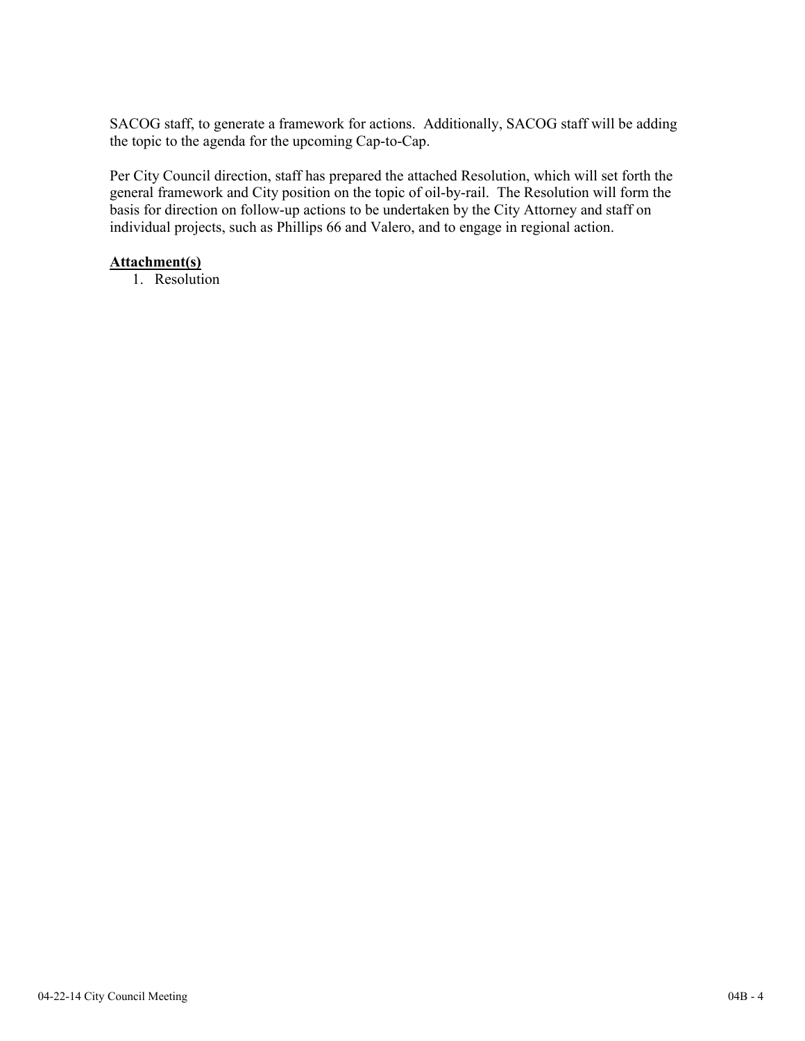SACOG staff, to generate a framework for actions. Additionally, SACOG staff will be adding the topic to the agenda for the upcoming Cap-to-Cap.

Per City Council direction, staff has prepared the attached Resolution, which will set forth the general framework and City position on the topic of oil-by-rail. The Resolution will form the basis for direction on follow-up actions to be undertaken by the City Attorney and staff on individual projects, such as Phillips 66 and Valero, and to engage in regional action.

**Attachment(s)**

1. Resolution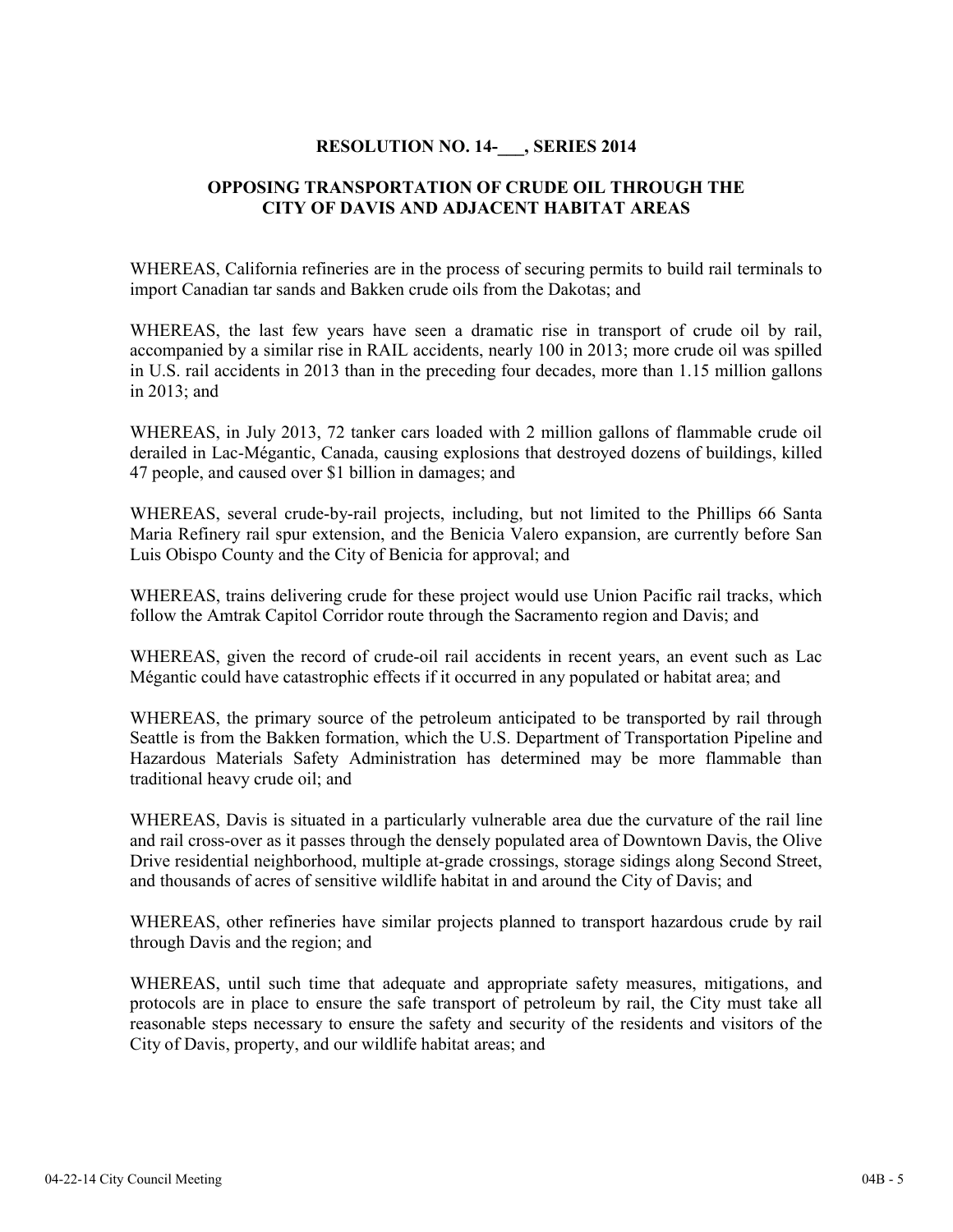## RESOLUTION NO. 14-___, SERIES 2014

## OPPOSING TRANSPORTATION OF CRUDE OIL THROUGH THE CITY OF DAVIS AND ADJACENT HABITAT AREAS

WHEREAS, California refineries are in the process of securing permits to build rail terminals to import Canadian tar sands and Bakken crude oils from the Dakotas; and

WHEREAS, the last few years have seen a dramatic rise in transport of crude oil by rail, accompanied by a similar rise in RAIL accidents, nearly 100 in 2013; more crude oil was spilled in U.S. rail accidents in 2013 than in the preceding four decades, more than 1.15 million gallons in 2013; and

WHEREAS, in July 2013, 72 tanker cars loaded with 2 million gallons of flammable crude oil derailed in Lac-Mégantic, Canada, causing explosions that destroyed dozens of buildings, killed 47 people, and caused over $1 billion in damages; and

WHEREAS, several crude-by-rail projects, including, but not limited to the Phillips 66 Santa Maria Refinery rail spur extension, and the Benicia Valero expansion, are currently before San Luis Obispo County and the City of Benicia for approval; and

WHEREAS, trains delivering crude for these project would use Union Pacific rail tracks, which follow the Amtrak Capitol Corridor route through the Sacramento region and Davis; and

WHEREAS, given the record of crude-oil rail accidents in recent years, an event such as Lac Mégantic could have catastrophic effects if it occurred in any populated or habitat area; and

WHEREAS, the primary source of the petroleum anticipated to be transported by rail through Seattle is from the Bakken formation, which the U.S. Department of Transportation Pipeline and Hazardous Materials Safety Administration has determined may be more flammable than traditional heavy crude oil; and

WHEREAS, Davis is situated in a particularly vulnerable area due the curvature of the rail line and rail cross-over as it passes through the densely populated area of Downtown Davis, the Olive Drive residential neighborhood, multiple at-grade crossings, storage sidings along Second Street, and thousands of acres of sensitive wildlife habitat in and around the City of Davis; and

WHEREAS, other refineries have similar projects planned to transport hazardous crude by rail through Davis and the region; and

WHEREAS, until such time that adequate and appropriate safety measures, mitigations, and protocols are in place to ensure the safe transport of petroleum by rail, the City must take all reasonable steps necessary to ensure the safety and security of the residents and visitors of the City of Davis, property, and our wildlife habitat areas; and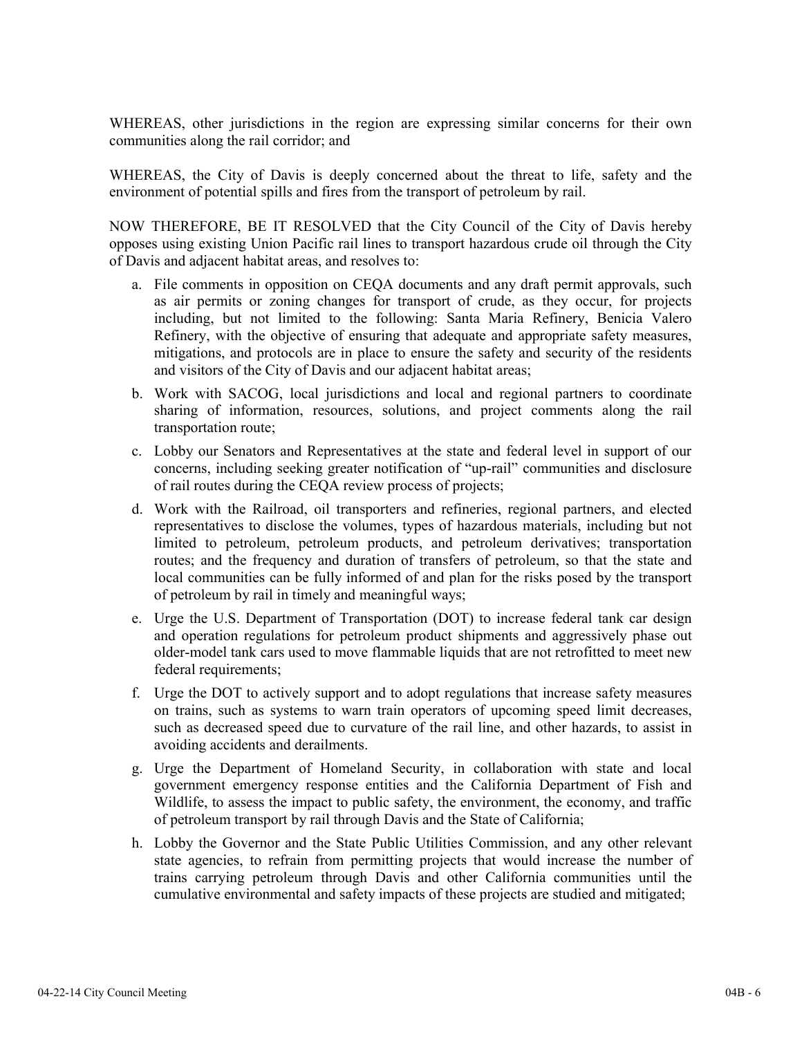WHEREAS, other jurisdictions in the region are expressing similar concerns for their own communities along the rail corridor; and

WHEREAS, the City of Davis is deeply concerned about the threat to life, safety and the environment of potential spills and fires from the transport of petroleum by rail.

NOW THEREFORE, BE IT RESOLVED that the City Council of the City of Davis hereby opposes using existing Union Pacific rail lines to transport hazardous crude oil through the City of Davis and adjacent habitat areas, and resolves to:

a. File comments in opposition on CEQA documents and any draft permit approvals, such as air permits or zoning changes for transport of crude, as they occur, for projects including, but not limited to the following: Santa Maria Refinery, Benicia Valero Refinery, with the objective of ensuring that adequate and appropriate safety measures, mitigations, and protocols are in place to ensure the safety and security of the residents and visitors of the City of Davis and our adjacent habitat areas;
b. Work with SACOG, local jurisdictions and local and regional partners to coordinate sharing of information, resources, solutions, and project comments along the rail transportation route;
c. Lobby our Senators and Representatives at the state and federal level in support of our concerns, including seeking greater notification of "up-rail" communities and disclosure of rail routes during the CEQA review process of projects;
d. Work with the Railroad, oil transporters and refineries, regional partners, and elected representatives to disclose the volumes, types of hazardous materials, including but not limited to petroleum, petroleum products, and petroleum derivatives; transportation routes; and the frequency and duration of transfers of petroleum, so that the state and local communities can be fully informed of and plan for the risks posed by the transport of petroleum by rail in timely and meaningful ways;
e. Urge the U.S. Department of Transportation (DOT) to increase federal tank car design and operation regulations for petroleum product shipments and aggressively phase out older-model tank cars used to move flammable liquids that are not retrofitted to meet new federal requirements;
f. Urge the DOT to actively support and to adopt regulations that increase safety measures on trains, such as systems to warn train operators of upcoming speed limit decreases, such as decreased speed due to curvature of the rail line, and other hazards, to assist in avoiding accidents and derailments.
g. Urge the Department of Homeland Security, in collaboration with state and local government emergency response entities and the California Department of Fish and Wildlife, to assess the impact to public safety, the environment, the economy, and traffic of petroleum transport by rail through Davis and the State of California;
h. Lobby the Governor and the State Public Utilities Commission, and any other relevant state agencies, to refrain from permitting projects that would increase the number of trains carrying petroleum through Davis and other California communities until the cumulative environmental and safety impacts of these projects are studied and mitigated;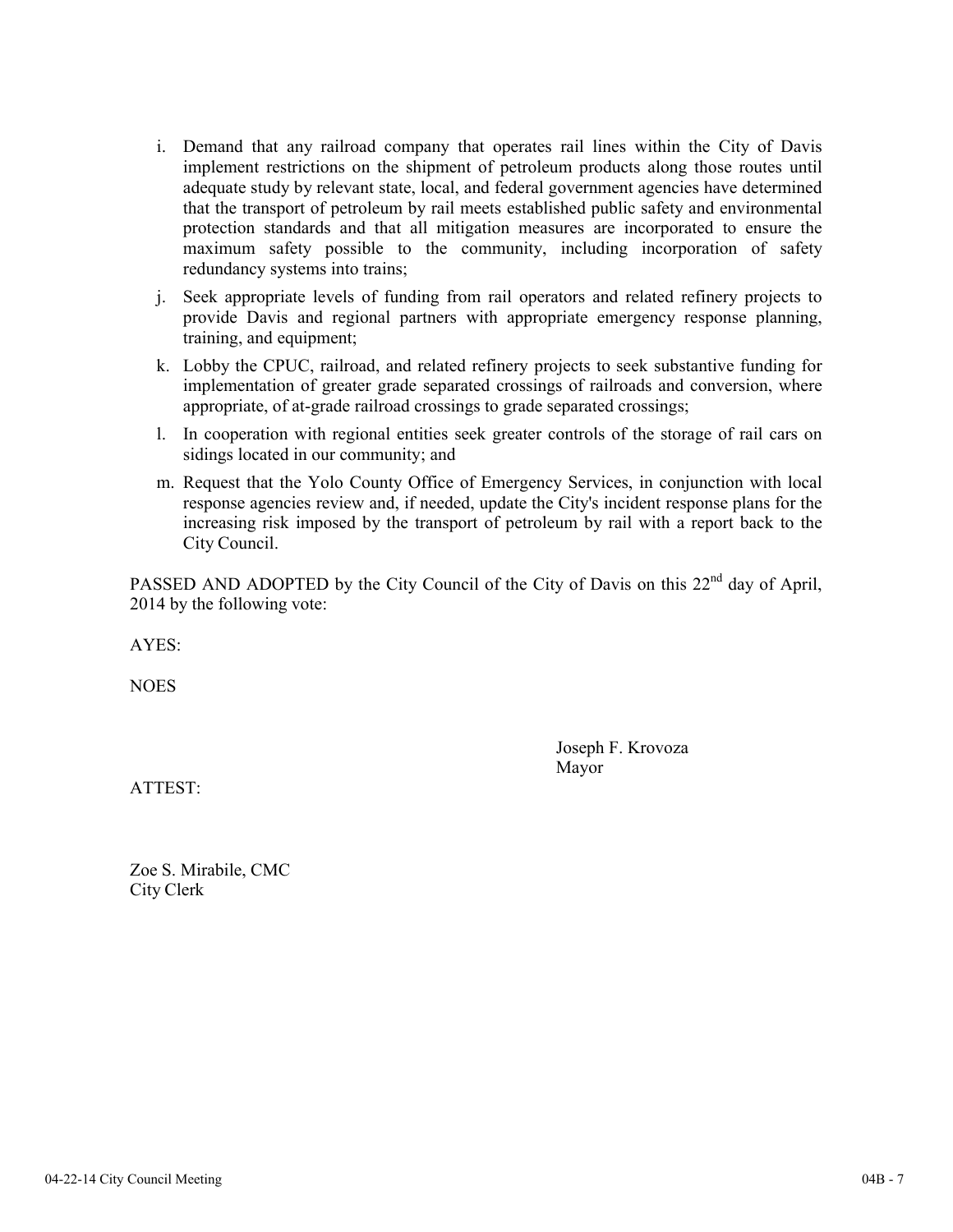i. Demand that any railroad company that operates rail lines within the City of Davis implement restrictions on the shipment of petroleum products along those routes until adequate study by relevant state, local, and federal government agencies have determined that the transport of petroleum by rail meets established public safety and environmental protection standards and that all mitigation measures are incorporated to ensure the maximum safety possible to the community, including incorporation of safety redundancy systems into trains;

j. Seek appropriate levels of funding from rail operators and related refinery projects to provide Davis and regional partners with appropriate emergency response planning, training, and equipment;

k. Lobby the CPUC, railroad, and related refinery projects to seek substantive funding for implementation of greater grade separated crossings of railroads and conversion, where appropriate, of at-grade railroad crossings to grade separated crossings;

l. In cooperation with regional entities seek greater controls of the storage of rail cars on sidings located in our community; and

m. Request that the Yolo County Office of Emergency Services, in conjunction with local response agencies review and, if needed, update the City's incident response plans for the increasing risk imposed by the transport of petroleum by rail with a report back to the City Council.

PASSED AND ADOPTED by the City Council of the City of Davis on this 22nd day of April, 2014 by the following vote:

AYES:

NOES

Joseph F. Krovoza
Mayor

ATTEST:

Zoe S. Mirabile, CMC
City Clerk